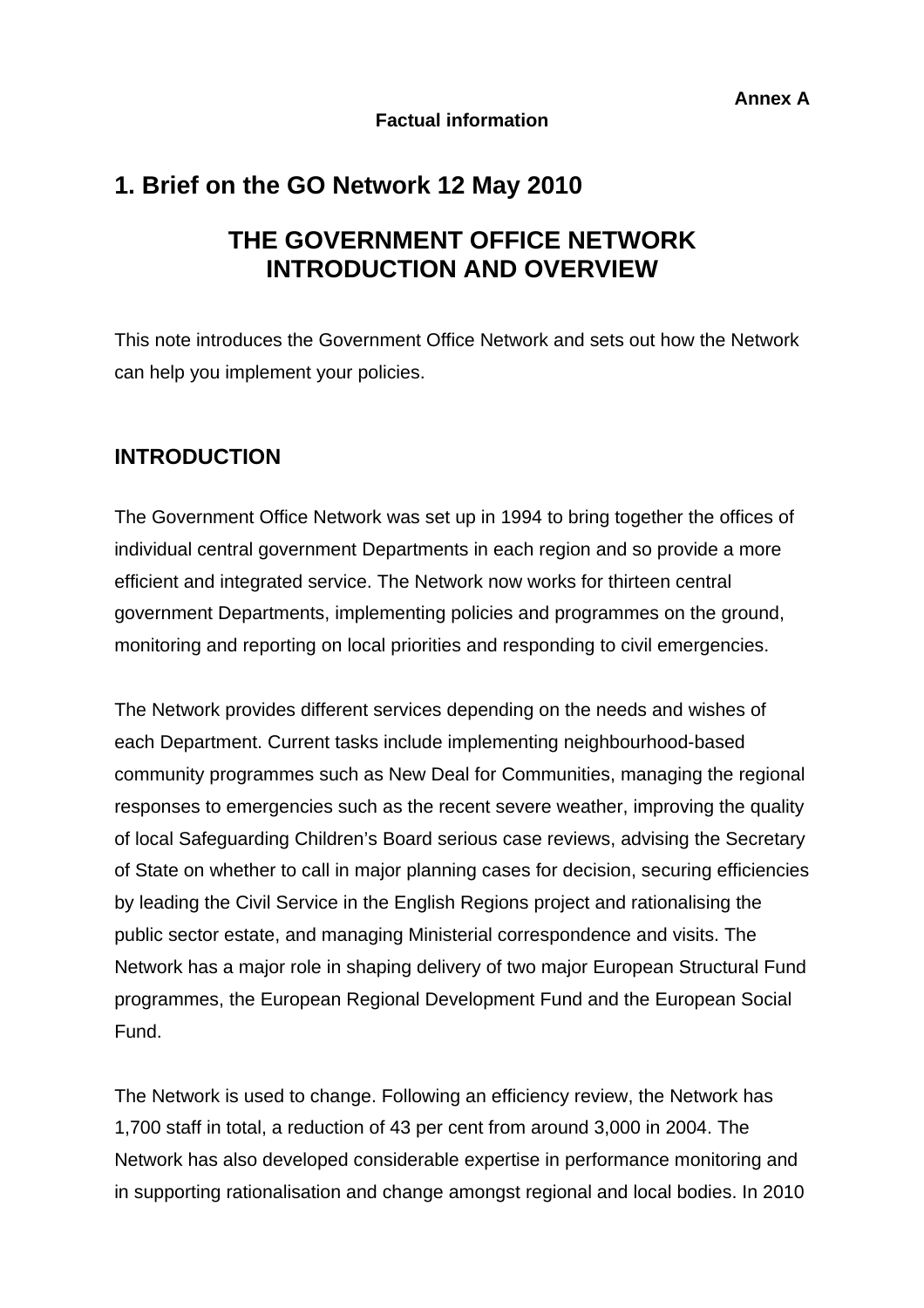**Annex A**

**Factual information**

## 1. Brief on the GO Network 12 May 2010

# THE GOVERNMENT OFFICE NETWORK INTRODUCTION AND OVERVIEW

This note introduces the Government Office Network and sets out how the Network can help you implement your policies.

## INTRODUCTION

The Government Office Network was set up in 1994 to bring together the offices of individual central government Departments in each region and so provide a more efficient and integrated service. The Network now works for thirteen central government Departments, implementing policies and programmes on the ground, monitoring and reporting on local priorities and responding to civil emergencies.

The Network provides different services depending on the needs and wishes of each Department. Current tasks include implementing neighbourhood-based community programmes such as New Deal for Communities, managing the regional responses to emergencies such as the recent severe weather, improving the quality of local Safeguarding Children's Board serious case reviews, advising the Secretary of State on whether to call in major planning cases for decision, securing efficiencies by leading the Civil Service in the English Regions project and rationalising the public sector estate, and managing Ministerial correspondence and visits. The Network has a major role in shaping delivery of two major European Structural Fund programmes, the European Regional Development Fund and the European Social Fund.

The Network is used to change. Following an efficiency review, the Network has 1,700 staff in total, a reduction of 43 per cent from around 3,000 in 2004. The Network has also developed considerable expertise in performance monitoring and in supporting rationalisation and change amongst regional and local bodies. In 2010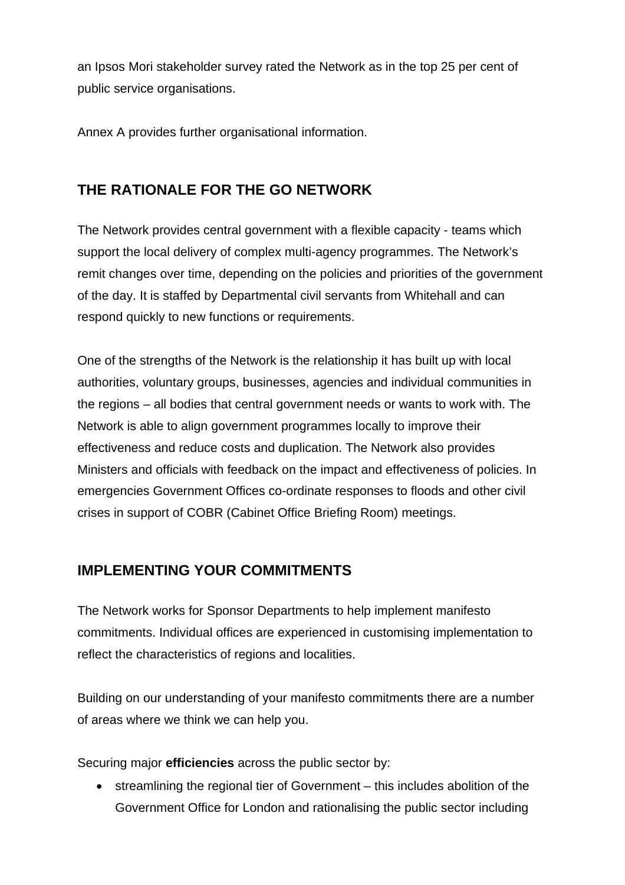an Ipsos Mori stakeholder survey rated the Network as in the top 25 per cent of public service organisations.

Annex A provides further organisational information.

## THE RATIONALE FOR THE GO NETWORK

The Network provides central government with a flexible capacity - teams which support the local delivery of complex multi-agency programmes. The Network's remit changes over time, depending on the policies and priorities of the government of the day. It is staffed by Departmental civil servants from Whitehall and can respond quickly to new functions or requirements.

One of the strengths of the Network is the relationship it has built up with local authorities, voluntary groups, businesses, agencies and individual communities in the regions – all bodies that central government needs or wants to work with. The Network is able to align government programmes locally to improve their effectiveness and reduce costs and duplication. The Network also provides Ministers and officials with feedback on the impact and effectiveness of policies. In emergencies Government Offices co-ordinate responses to floods and other civil crises in support of COBR (Cabinet Office Briefing Room) meetings.

## IMPLEMENTING YOUR COMMITMENTS

The Network works for Sponsor Departments to help implement manifesto commitments. Individual offices are experienced in customising implementation to reflect the characteristics of regions and localities.

Building on our understanding of your manifesto commitments there are a number of areas where we think we can help you.

Securing major **efficiencies** across the public sector by:

- streamlining the regional tier of Government – this includes abolition of the Government Office for London and rationalising the public sector including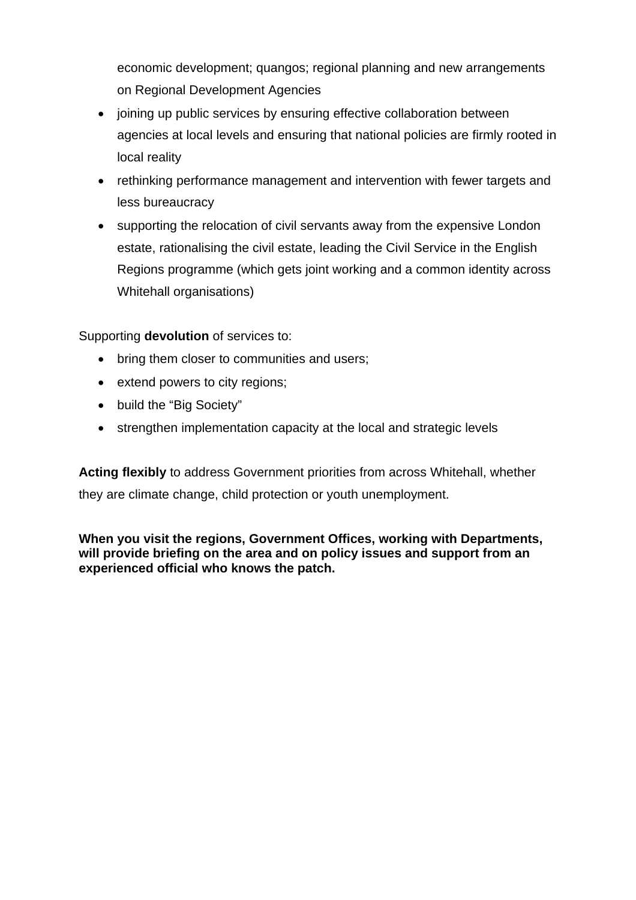economic development; quangos; regional planning and new arrangements on Regional Development Agencies

- joining up public services by ensuring effective collaboration between agencies at local levels and ensuring that national policies are firmly rooted in local reality
- rethinking performance management and intervention with fewer targets and less bureaucracy
- supporting the relocation of civil servants away from the expensive London estate, rationalising the civil estate, leading the Civil Service in the English Regions programme (which gets joint working and a common identity across Whitehall organisations)

Supporting **devolution** of services to:

- bring them closer to communities and users;
- extend powers to city regions;
- build the "Big Society"
- strengthen implementation capacity at the local and strategic levels

**Acting flexibly** to address Government priorities from across Whitehall, whether they are climate change, child protection or youth unemployment.

**When you visit the regions, Government Offices, working with Departments, will provide briefing on the area and on policy issues and support from an experienced official who knows the patch.**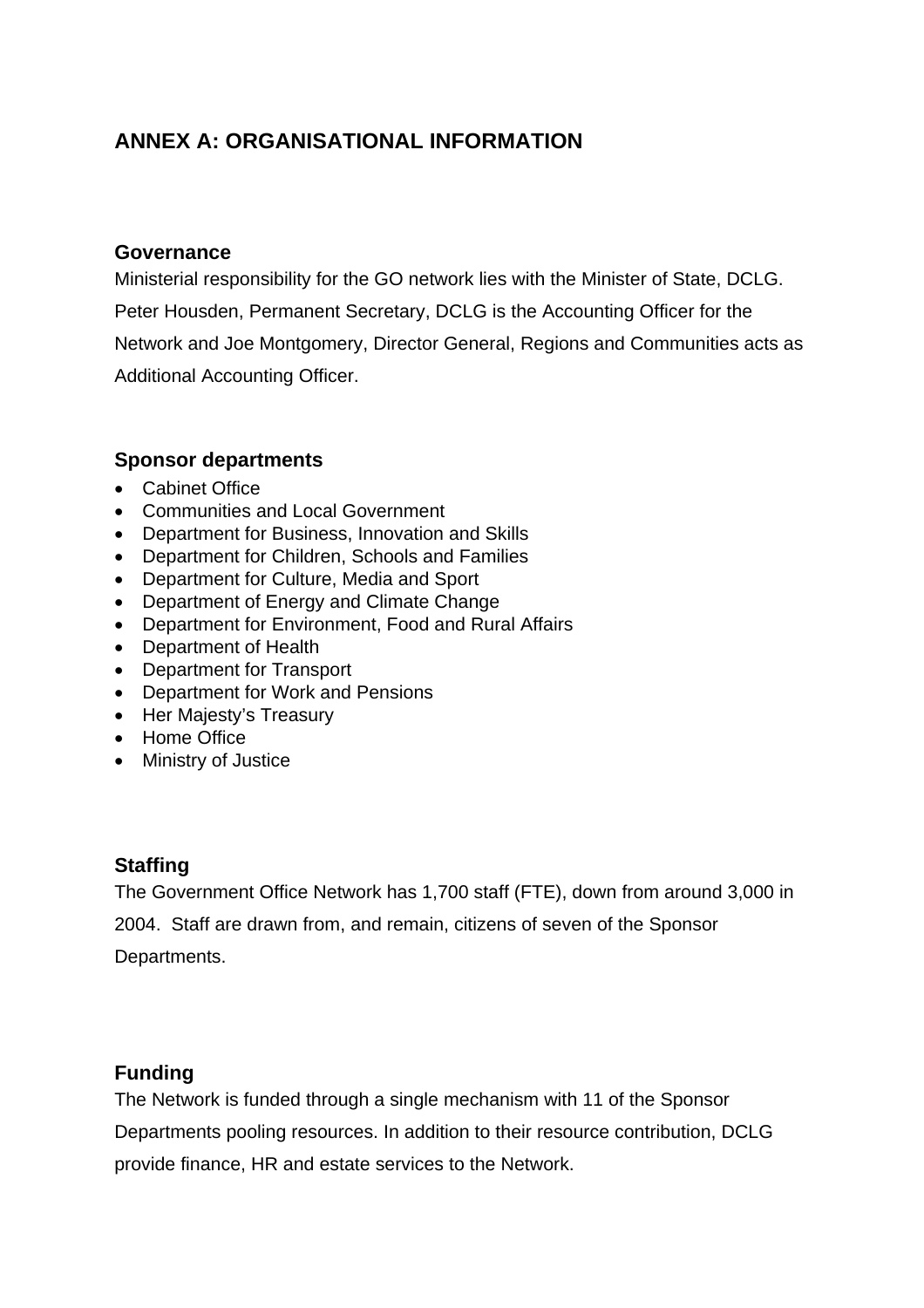# ANNEX A: ORGANISATIONAL INFORMATION

## Governance

Ministerial responsibility for the GO network lies with the Minister of State, DCLG. Peter Housden, Permanent Secretary, DCLG is the Accounting Officer for the Network and Joe Montgomery, Director General, Regions and Communities acts as Additional Accounting Officer.

## Sponsor departments

- Cabinet Office
- Communities and Local Government
- Department for Business, Innovation and Skills
- Department for Children, Schools and Families
- Department for Culture, Media and Sport
- Department of Energy and Climate Change
- Department for Environment, Food and Rural Affairs
- Department of Health
- Department for Transport
- Department for Work and Pensions
- Her Majesty's Treasury
- Home Office
- Ministry of Justice

## Staffing

The Government Office Network has 1,700 staff (FTE), down from around 3,000 in 2004. Staff are drawn from, and remain, citizens of seven of the Sponsor Departments.

## Funding

The Network is funded through a single mechanism with 11 of the Sponsor Departments pooling resources. In addition to their resource contribution, DCLG provide finance, HR and estate services to the Network.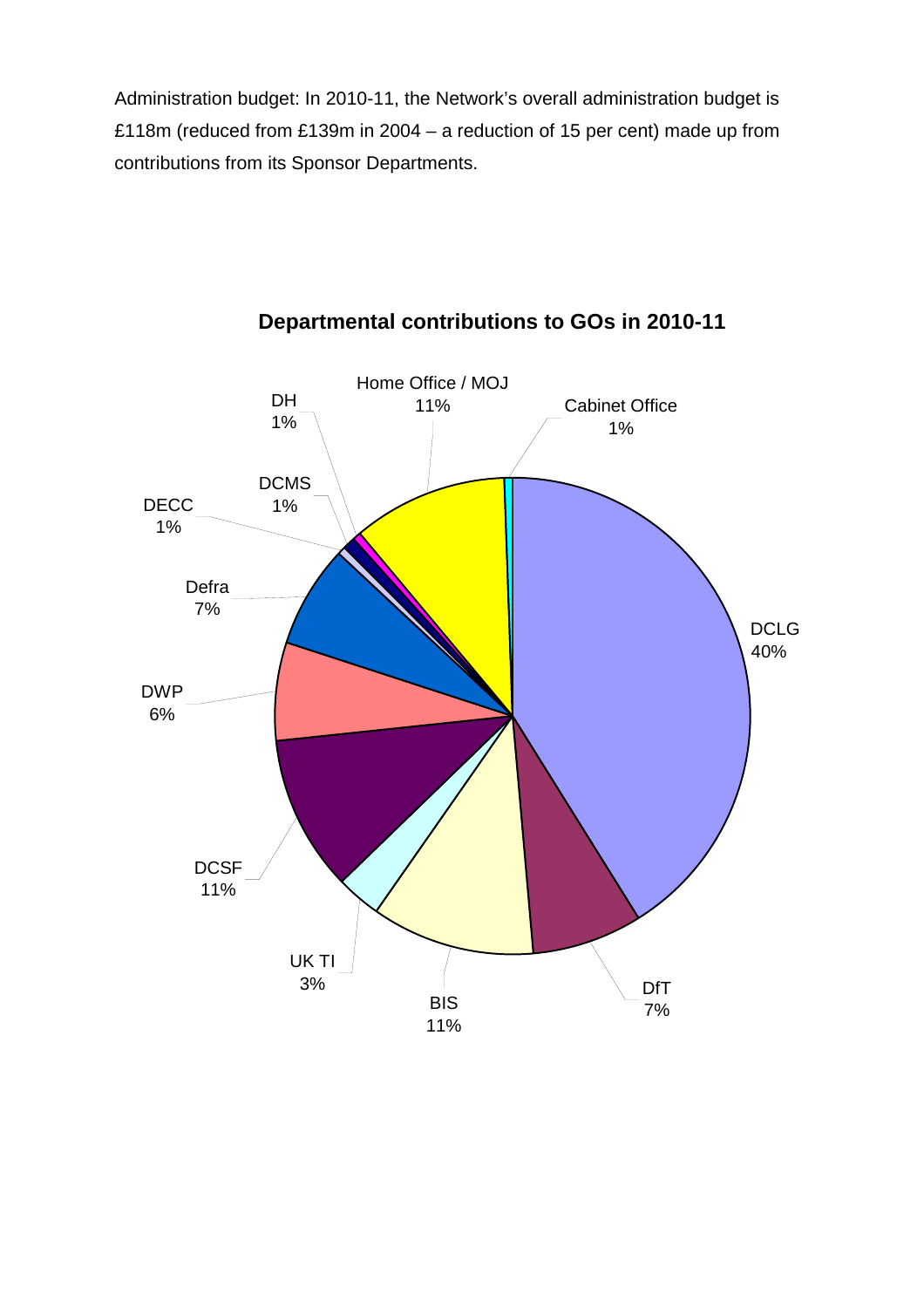Administration budget: In 2010-11, the Network's overall administration budget is £118m (reduced from £139m in 2004 – a reduction of 15 per cent) made up from contributions from its Sponsor Departments.

**Departmental contributions to GOs in 2010-11**

| Department | Contribution |
|---|---|
| DCLG | 40% |
| DfT | 7% |
| BIS | 11% |
| UK TI | 3% |
| DCSF | 11% |
| DWP | 6% |
| Defra | 7% |
| DECC | 1% |
| DCMS | 1% |
| DH | 1% |
| Home Office / MOJ | 11% |
| Cabinet Office | 1% |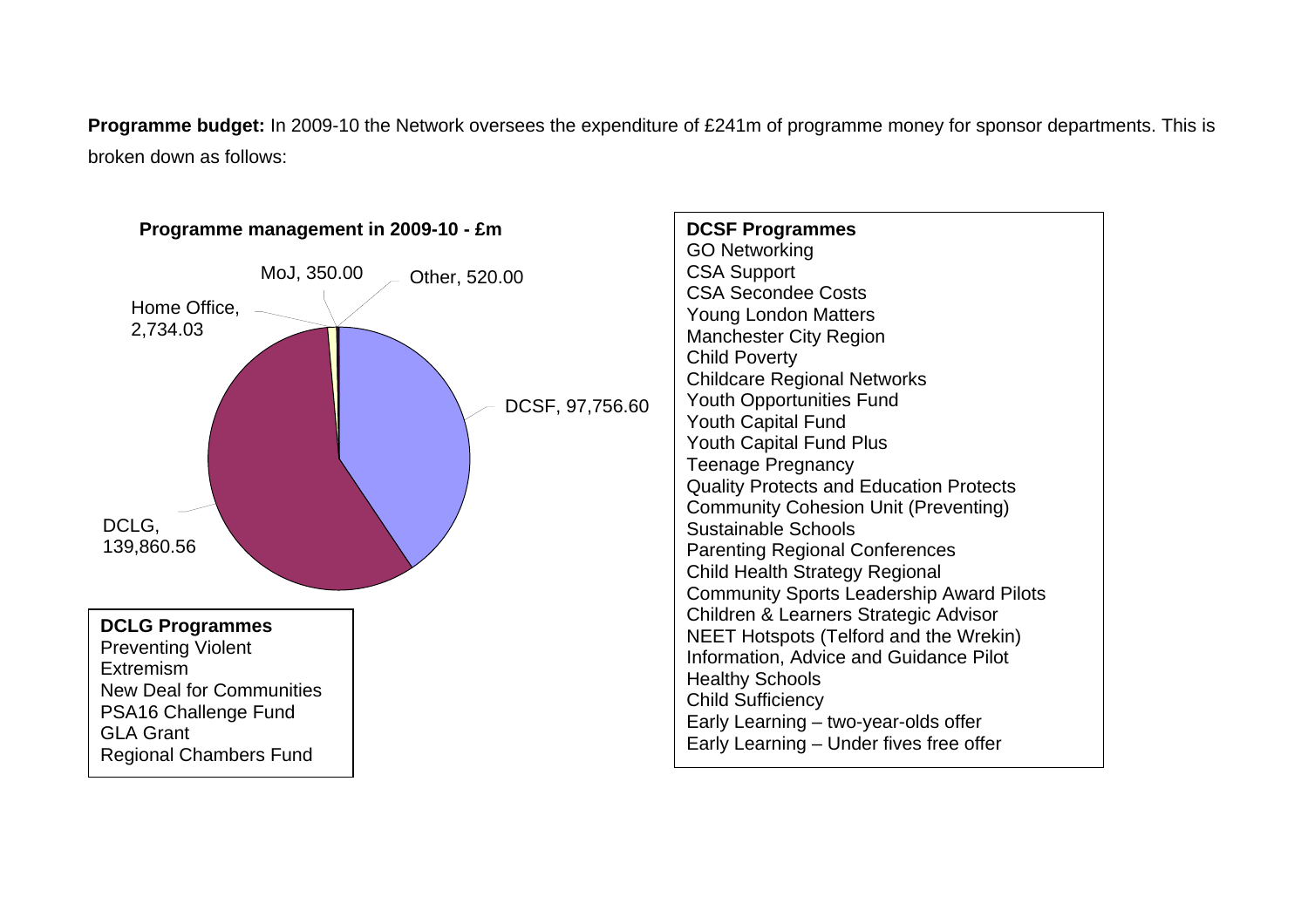**Programme budget:** In 2009-10 the Network oversees the expenditure of £241m of programme money for sponsor departments. This is broken down as follows:

**Programme management in 2009-10 - £m**

| Department | £m |
| --- | --- |
| DCSF | 97,756.60 |
| DCLG | 139,860.56 |
| Home Office | 2,734.03 |
| MoJ | 350.00 |
| Other | 520.00 |

**DCLG Programmes**

- Preventing Violent Extremism
- New Deal for Communities
- PSA16 Challenge Fund
- GLA Grant
- Regional Chambers Fund

**DCSF Programmes**

- GO Networking
- CSA Support
- CSA Secondee Costs
- Young London Matters
- Manchester City Region
- Child Poverty
- Childcare Regional Networks
- Youth Opportunities Fund
- Youth Capital Fund
- Youth Capital Fund Plus
- Teenage Pregnancy
- Quality Protects and Education Protects
- Community Cohesion Unit (Preventing)
- Sustainable Schools
- Parenting Regional Conferences
- Child Health Strategy Regional
- Community Sports Leadership Award Pilots
- Children & Learners Strategic Advisor
- NEET Hotspots (Telford and the Wrekin)
- Information, Advice and Guidance Pilot
- Healthy Schools
- Child Sufficiency
- Early Learning – two-year-olds offer
- Early Learning – Under fives free offer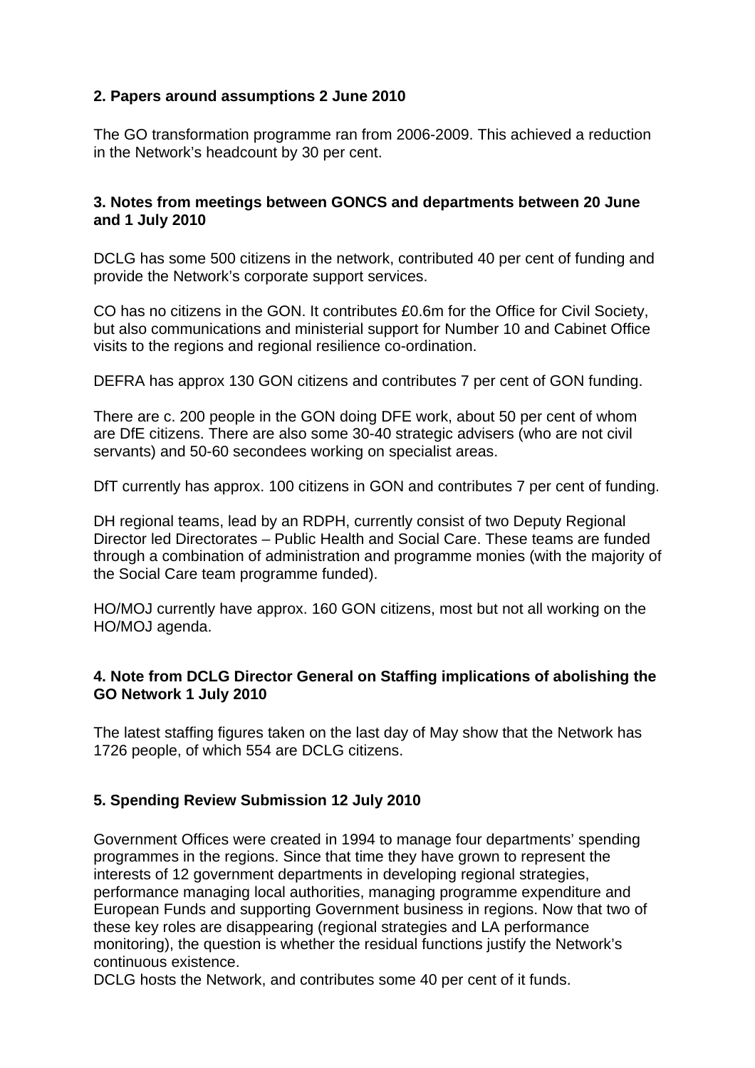**2. Papers around assumptions 2 June 2010**

The GO transformation programme ran from 2006-2009. This achieved a reduction in the Network's headcount by 30 per cent.

**3. Notes from meetings between GONCS and departments between 20 June and 1 July 2010**

DCLG has some 500 citizens in the network, contributed 40 per cent of funding and provide the Network's corporate support services.

CO has no citizens in the GON. It contributes £0.6m for the Office for Civil Society, but also communications and ministerial support for Number 10 and Cabinet Office visits to the regions and regional resilience co-ordination.

DEFRA has approx 130 GON citizens and contributes 7 per cent of GON funding.

There are c. 200 people in the GON doing DFE work, about 50 per cent of whom are DfE citizens. There are also some 30-40 strategic advisers (who are not civil servants) and 50-60 secondees working on specialist areas.

DfT currently has approx. 100 citizens in GON and contributes 7 per cent of funding.

DH regional teams, lead by an RDPH, currently consist of two Deputy Regional Director led Directorates – Public Health and Social Care. These teams are funded through a combination of administration and programme monies (with the majority of the Social Care team programme funded).

HO/MOJ currently have approx. 160 GON citizens, most but not all working on the HO/MOJ agenda.

**4. Note from DCLG Director General on Staffing implications of abolishing the GO Network 1 July 2010**

The latest staffing figures taken on the last day of May show that the Network has 1726 people, of which 554 are DCLG citizens.

**5. Spending Review Submission 12 July 2010**

Government Offices were created in 1994 to manage four departments' spending programmes in the regions. Since that time they have grown to represent the interests of 12 government departments in developing regional strategies, performance managing local authorities, managing programme expenditure and European Funds and supporting Government business in regions. Now that two of these key roles are disappearing (regional strategies and LA performance monitoring), the question is whether the residual functions justify the Network's continuous existence.
DCLG hosts the Network, and contributes some 40 per cent of it funds.